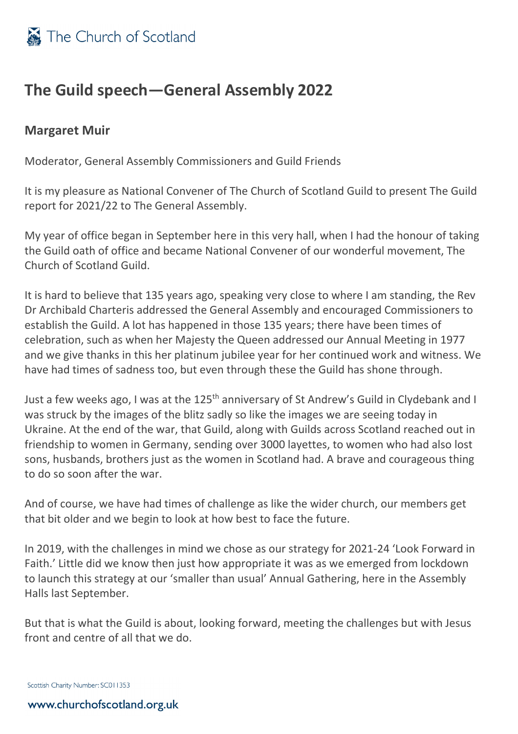# The Guild speech—General Assembly 2022

## Margaret Muir

Moderator, General Assembly Commissioners and Guild Friends

It is my pleasure as National Convener of The Church of Scotland Guild to present The Guild report for 2021/22 to The General Assembly.

My year of office began in September here in this very hall, when I had the honour of taking the Guild oath of office and became National Convener of our wonderful movement, The Church of Scotland Guild.

It is hard to believe that 135 years ago, speaking very close to where I am standing, the Rev Dr Archibald Charteris addressed the General Assembly and encouraged Commissioners to establish the Guild. A lot has happened in those 135 years; there have been times of celebration, such as when her Majesty the Queen addressed our Annual Meeting in 1977 and we give thanks in this her platinum jubilee year for her continued work and witness. We have had times of sadness too, but even through these the Guild has shone through.

Just a few weeks ago, I was at the 125th anniversary of St Andrew's Guild in Clydebank and I was struck by the images of the blitz sadly so like the images we are seeing today in Ukraine. At the end of the war, that Guild, along with Guilds across Scotland reached out in friendship to women in Germany, sending over 3000 layettes, to women who had also lost sons, husbands, brothers just as the women in Scotland had. A brave and courageous thing to do so soon after the war.

And of course, we have had times of challenge as like the wider church, our members get that bit older and we begin to look at how best to face the future.

In 2019, with the challenges in mind we chose as our strategy for 2021-24 'Look Forward in Faith.' Little did we know then just how appropriate it was as we emerged from lockdown to launch this strategy at our 'smaller than usual' Annual Gathering, here in the Assembly Halls last September.

But that is what the Guild is about, looking forward, meeting the challenges but with Jesus front and centre of all that we do.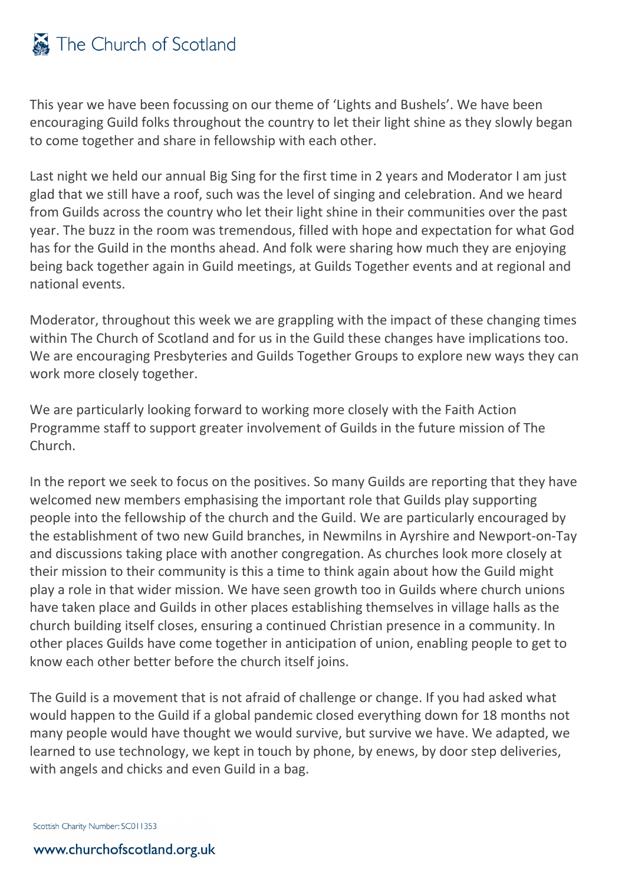This year we have been focussing on our theme of 'Lights and Bushels'. We have been encouraging Guild folks throughout the country to let their light shine as they slowly began to come together and share in fellowship with each other.

Last night we held our annual Big Sing for the first time in 2 years and Moderator I am just glad that we still have a roof, such was the level of singing and celebration. And we heard from Guilds across the country who let their light shine in their communities over the past year. The buzz in the room was tremendous, filled with hope and expectation for what God has for the Guild in the months ahead. And folk were sharing how much they are enjoying being back together again in Guild meetings, at Guilds Together events and at regional and national events.

Moderator, throughout this week we are grappling with the impact of these changing times within The Church of Scotland and for us in the Guild these changes have implications too. We are encouraging Presbyteries and Guilds Together Groups to explore new ways they can work more closely together.

We are particularly looking forward to working more closely with the Faith Action Programme staff to support greater involvement of Guilds in the future mission of The Church.

In the report we seek to focus on the positives. So many Guilds are reporting that they have welcomed new members emphasising the important role that Guilds play supporting people into the fellowship of the church and the Guild. We are particularly encouraged by the establishment of two new Guild branches, in Newmilns in Ayrshire and Newport-on-Tay and discussions taking place with another congregation. As churches look more closely at their mission to their community is this a time to think again about how the Guild might play a role in that wider mission. We have seen growth too in Guilds where church unions have taken place and Guilds in other places establishing themselves in village halls as the church building itself closes, ensuring a continued Christian presence in a community. In other places Guilds have come together in anticipation of union, enabling people to get to know each other better before the church itself joins.

The Guild is a movement that is not afraid of challenge or change. If you had asked what would happen to the Guild if a global pandemic closed everything down for 18 months not many people would have thought we would survive, but survive we have. We adapted, we learned to use technology, we kept in touch by phone, by enews, by door step deliveries, with angels and chicks and even Guild in a bag.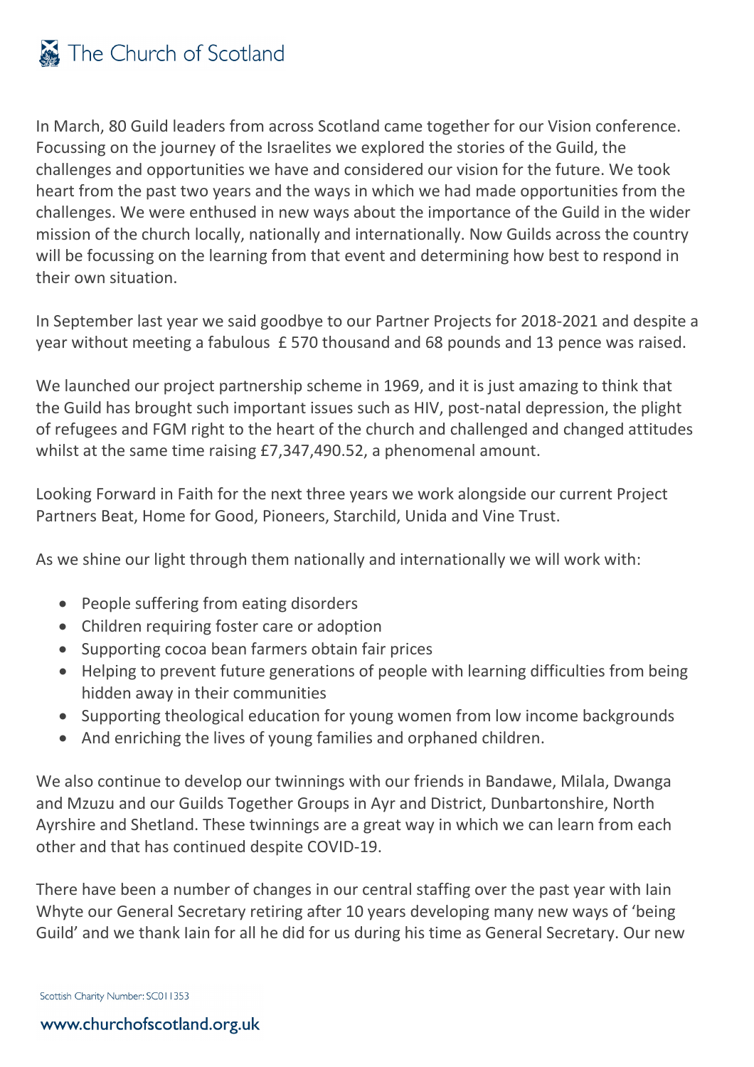In March, 80 Guild leaders from across Scotland came together for our Vision conference. Focussing on the journey of the Israelites we explored the stories of the Guild, the challenges and opportunities we have and considered our vision for the future. We took heart from the past two years and the ways in which we had made opportunities from the challenges. We were enthused in new ways about the importance of the Guild in the wider mission of the church locally, nationally and internationally. Now Guilds across the country will be focussing on the learning from that event and determining how best to respond in their own situation.

In September last year we said goodbye to our Partner Projects for 2018-2021 and despite a year without meeting a fabulous £ 570 thousand and 68 pounds and 13 pence was raised.

We launched our project partnership scheme in 1969, and it is just amazing to think that the Guild has brought such important issues such as HIV, post-natal depression, the plight of refugees and FGM right to the heart of the church and challenged and changed attitudes whilst at the same time raising £7,347,490.52, a phenomenal amount.

Looking Forward in Faith for the next three years we work alongside our current Project Partners Beat, Home for Good, Pioneers, Starchild, Unida and Vine Trust.

As we shine our light through them nationally and internationally we will work with:

- People suffering from eating disorders
- Children requiring foster care or adoption
- Supporting cocoa bean farmers obtain fair prices
- Helping to prevent future generations of people with learning difficulties from being hidden away in their communities
- Supporting theological education for young women from low income backgrounds
- And enriching the lives of young families and orphaned children.

We also continue to develop our twinnings with our friends in Bandawe, Milala, Dwanga and Mzuzu and our Guilds Together Groups in Ayr and District, Dunbartonshire, North Ayrshire and Shetland. These twinnings are a great way in which we can learn from each other and that has continued despite COVID-19.

There have been a number of changes in our central staffing over the past year with Iain Whyte our General Secretary retiring after 10 years developing many new ways of 'being Guild' and we thank Iain for all he did for us during his time as General Secretary. Our new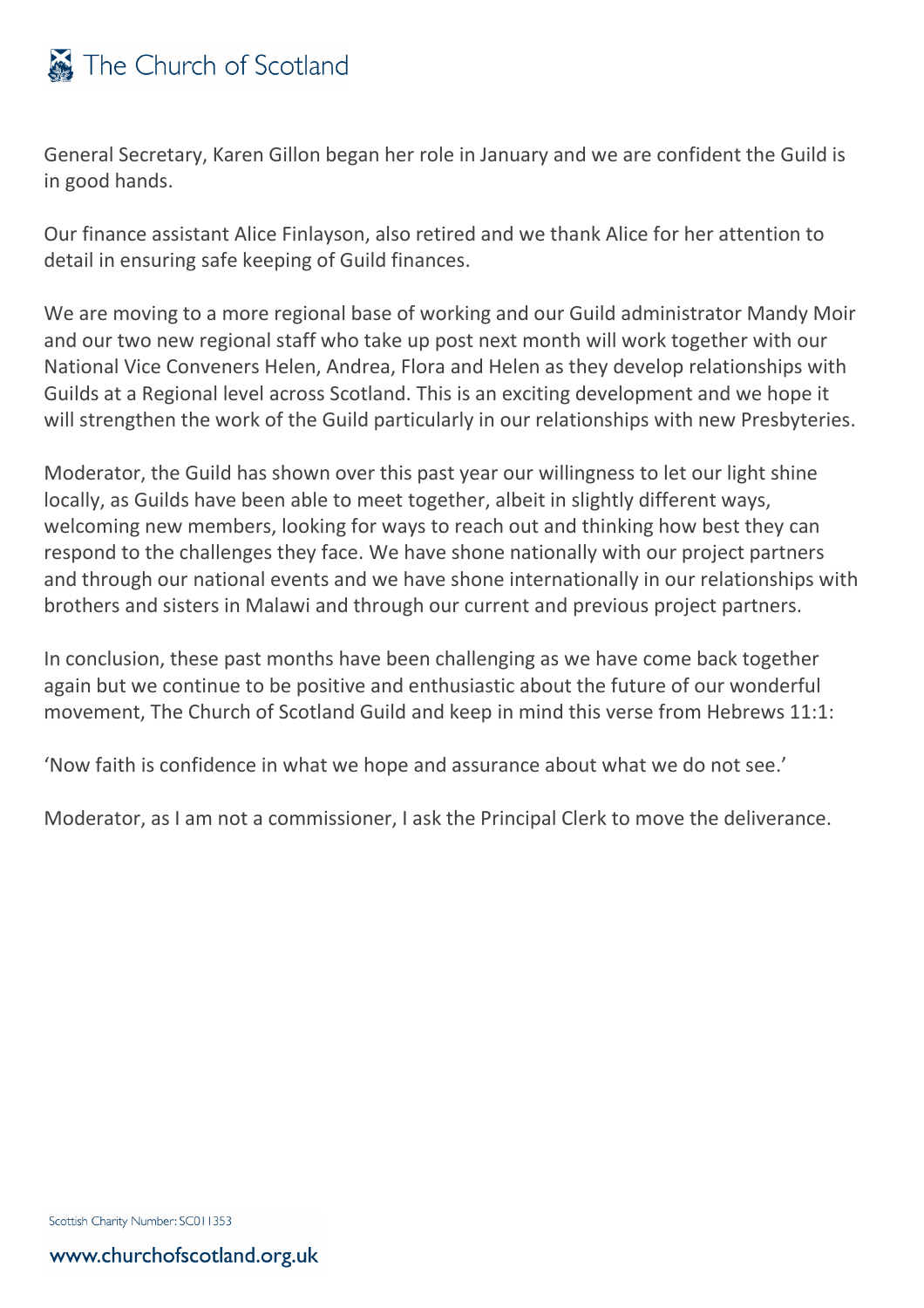General Secretary, Karen Gillon began her role in January and we are confident the Guild is in good hands.

Our finance assistant Alice Finlayson, also retired and we thank Alice for her attention to detail in ensuring safe keeping of Guild finances.

We are moving to a more regional base of working and our Guild administrator Mandy Moir and our two new regional staff who take up post next month will work together with our National Vice Conveners Helen, Andrea, Flora and Helen as they develop relationships with Guilds at a Regional level across Scotland. This is an exciting development and we hope it will strengthen the work of the Guild particularly in our relationships with new Presbyteries.

Moderator, the Guild has shown over this past year our willingness to let our light shine locally, as Guilds have been able to meet together, albeit in slightly different ways, welcoming new members, looking for ways to reach out and thinking how best they can respond to the challenges they face. We have shone nationally with our project partners and through our national events and we have shone internationally in our relationships with brothers and sisters in Malawi and through our current and previous project partners.

In conclusion, these past months have been challenging as we have come back together again but we continue to be positive and enthusiastic about the future of our wonderful movement, The Church of Scotland Guild and keep in mind this verse from Hebrews 11:1:

'Now faith is confidence in what we hope and assurance about what we do not see.'

Moderator, as I am not a commissioner, I ask the Principal Clerk to move the deliverance.